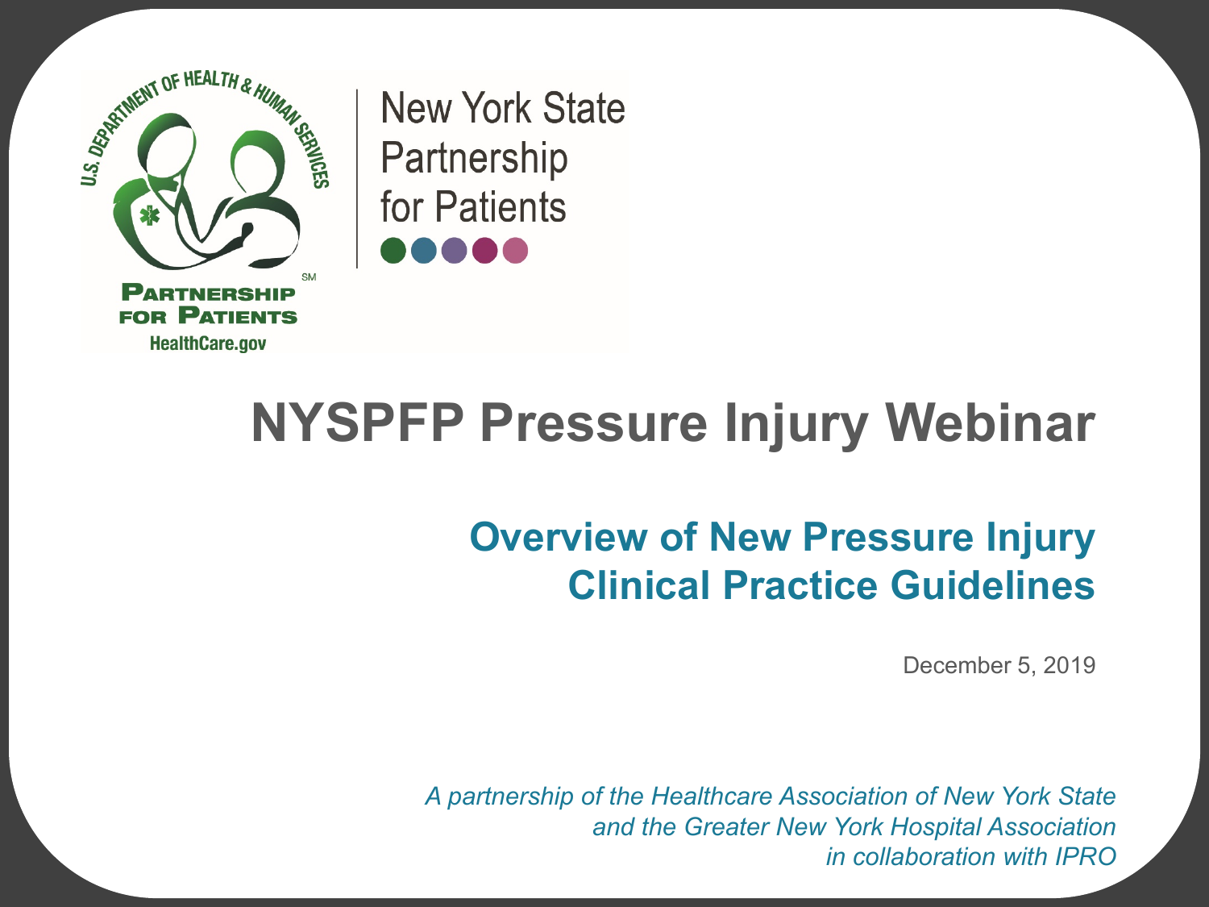New York State Partnership for Patients

# NYSPFP Pressure Injury Webinar

## Overview of New Pressure Injury Clinical Practice Guidelines

December 5, 2019

*A partnership of the Healthcare Association of New York State and the Greater New York Hospital Association in collaboration with IPRO*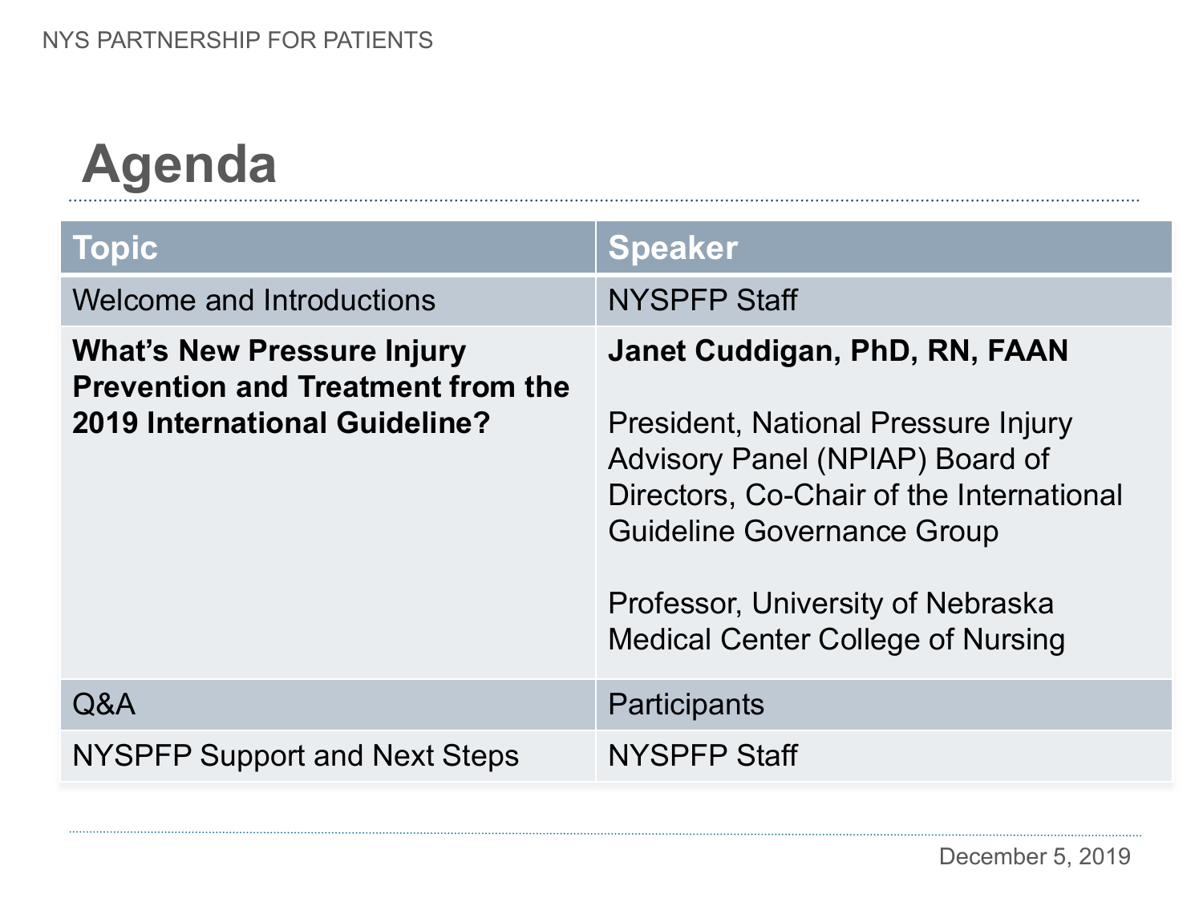# Agenda

| Topic | Speaker |
| --- | --- |
| Welcome and Introductions | NYSPFP Staff |
| **What's New Pressure Injury Prevention and Treatment from the 2019 International Guideline?** | **Janet Cuddigan, PhD, RN, FAAN**<br><br>President, National Pressure Injury Advisory Panel (NPIAP) Board of Directors, Co-Chair of the International Guideline Governance Group<br><br>Professor, University of Nebraska Medical Center College of Nursing |
| Q&A | Participants |
| NYSPFP Support and Next Steps | NYSPFP Staff |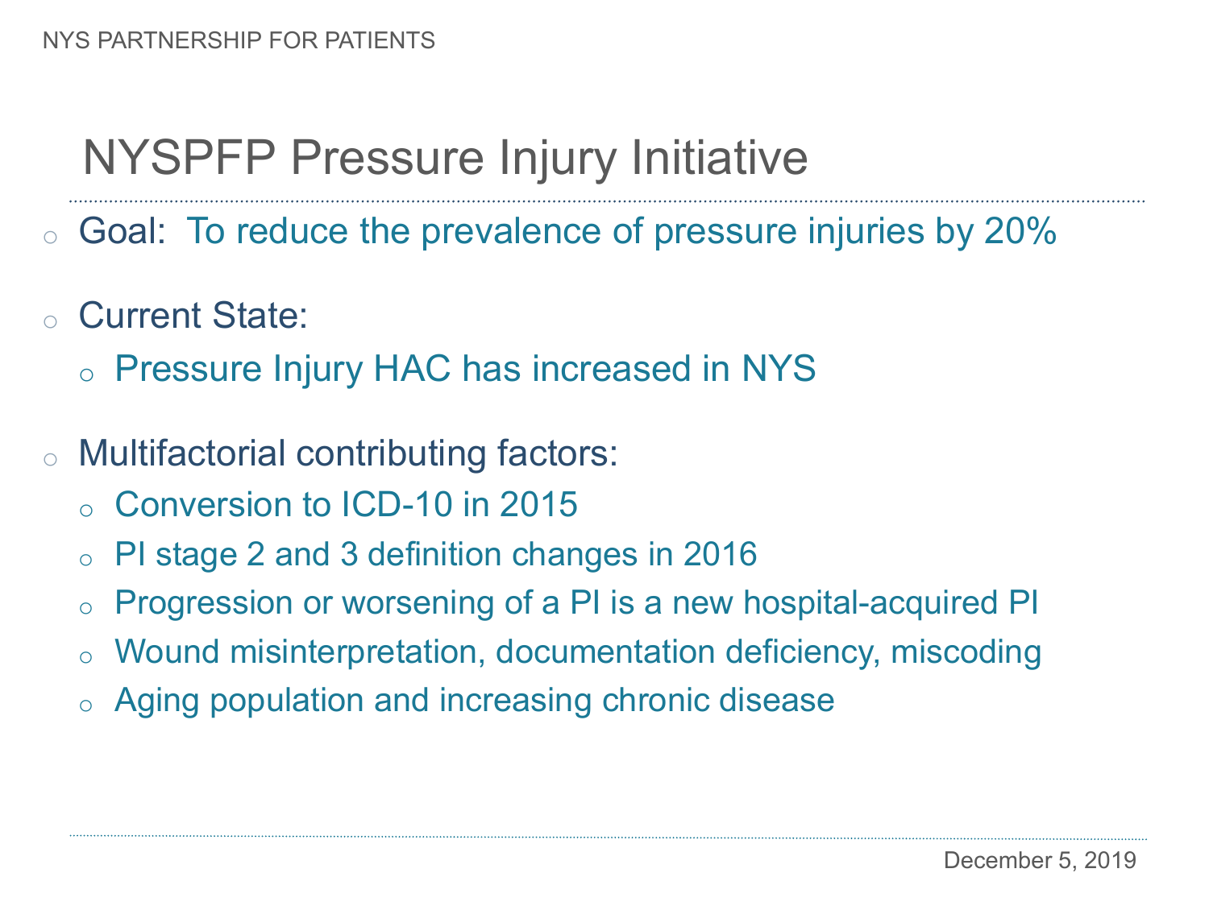# NYSPFP Pressure Injury Initiative

- Goal: To reduce the prevalence of pressure injuries by 20%
- Current State:
  - Pressure Injury HAC has increased in NYS
- Multifactorial contributing factors:
  - Conversion to ICD-10 in 2015
  - PI stage 2 and 3 definition changes in 2016
  - Progression or worsening of a PI is a new hospital-acquired PI
  - Wound misinterpretation, documentation deficiency, miscoding
  - Aging population and increasing chronic disease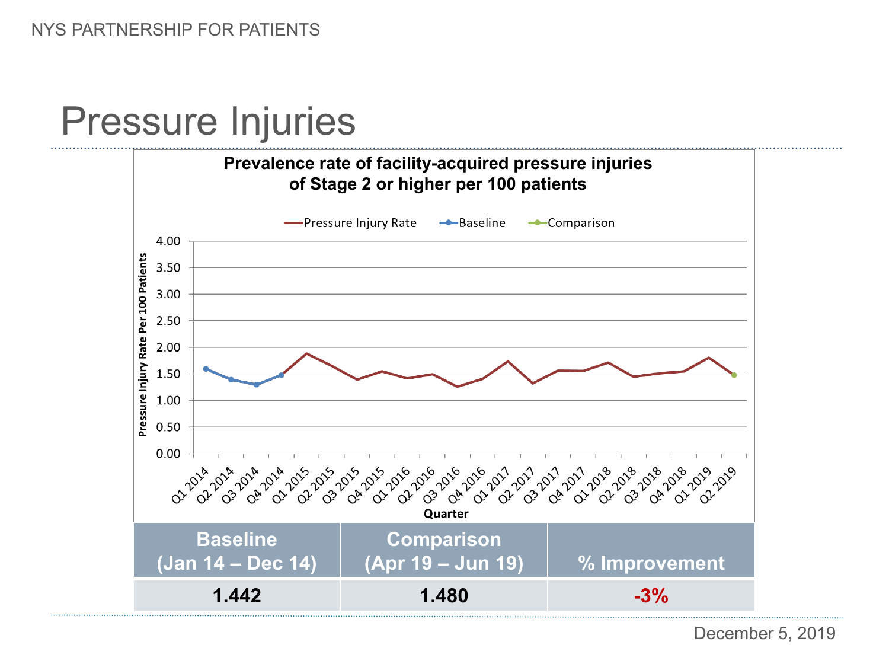# Pressure Injuries

**Prevalence rate of facility-acquired pressure injuries of Stage 2 or higher per 100 patients**

| Baseline (Jan 14 – Dec 14) | Comparison (Apr 19 – Jun 19) | % Improvement |
|---|---|---|
| 1.442 | 1.480 | -3% |

December 5, 2019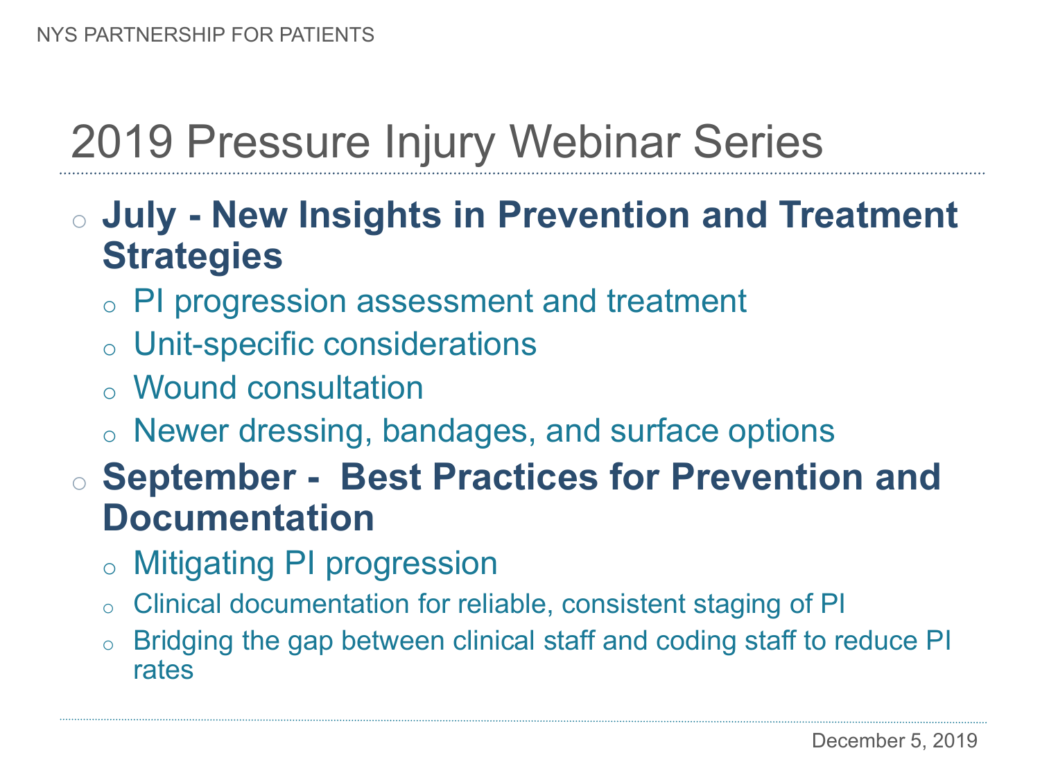# 2019 Pressure Injury Webinar Series

- **July - New Insights in Prevention and Treatment Strategies**
  - PI progression assessment and treatment
  - Unit-specific considerations
  - Wound consultation
  - Newer dressing, bandages, and surface options
- **September - Best Practices for Prevention and Documentation**
  - Mitigating PI progression
  - Clinical documentation for reliable, consistent staging of PI
  - Bridging the gap between clinical staff and coding staff to reduce PI rates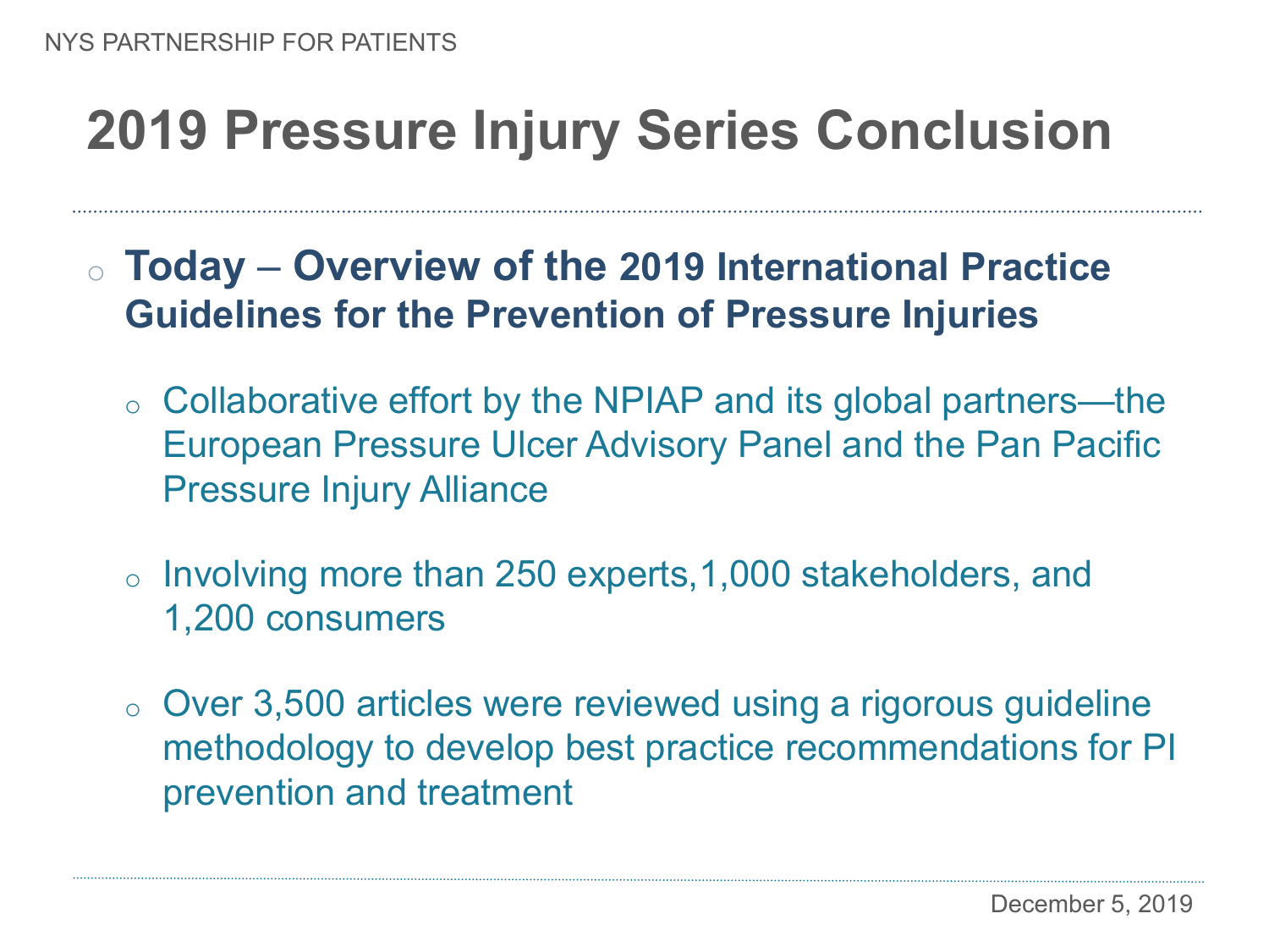# 2019 Pressure Injury Series Conclusion

- **Today – Overview of the 2019 International Practice Guidelines for the Prevention of Pressure Injuries**
  - Collaborative effort by the NPIAP and its global partners—the European Pressure Ulcer Advisory Panel and the Pan Pacific Pressure Injury Alliance
  - Involving more than 250 experts,1,000 stakeholders, and 1,200 consumers
  - Over 3,500 articles were reviewed using a rigorous guideline methodology to develop best practice recommendations for PI prevention and treatment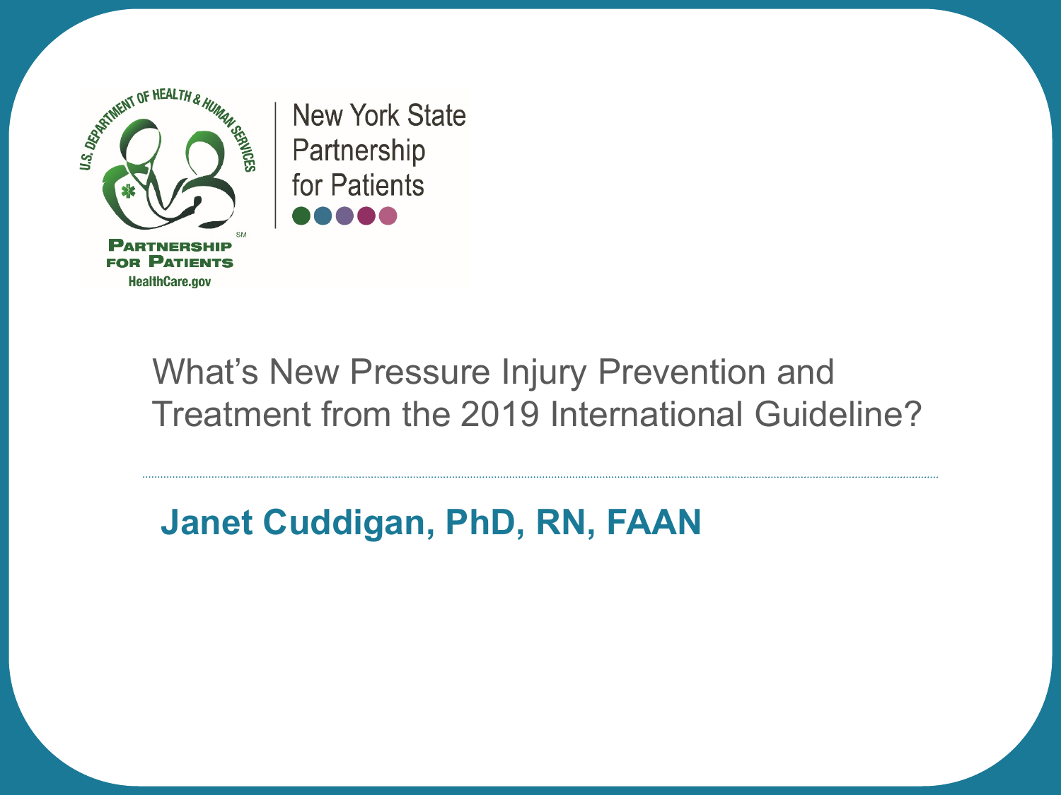U.S. Department of Health & Human Services

Partnership for Patients

HealthCare.gov

New York State Partnership for Patients

# What's New Pressure Injury Prevention and Treatment from the 2019 International Guideline?

**Janet Cuddigan, PhD, RN, FAAN**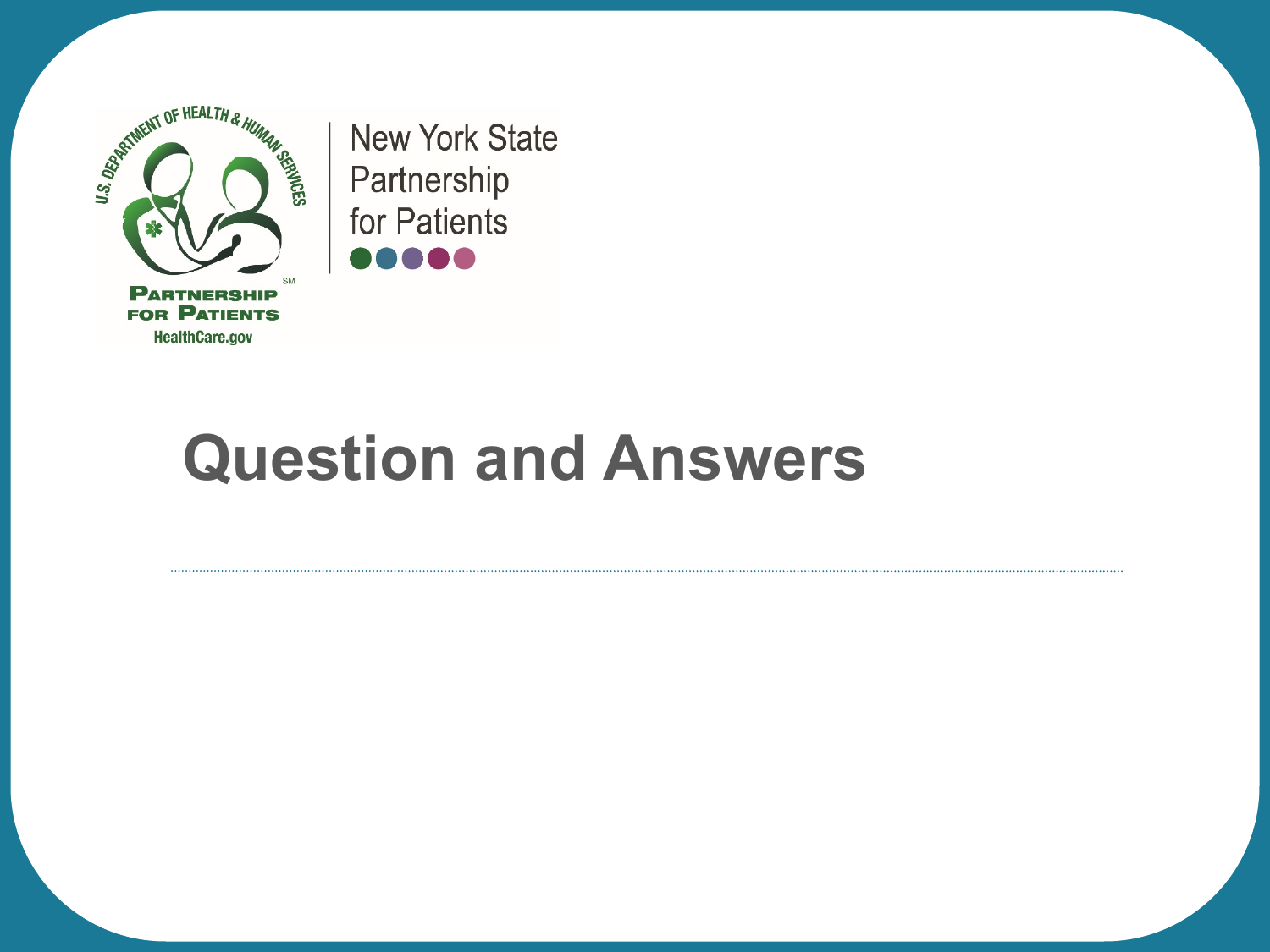New York State Partnership for Patients

# Question and Answers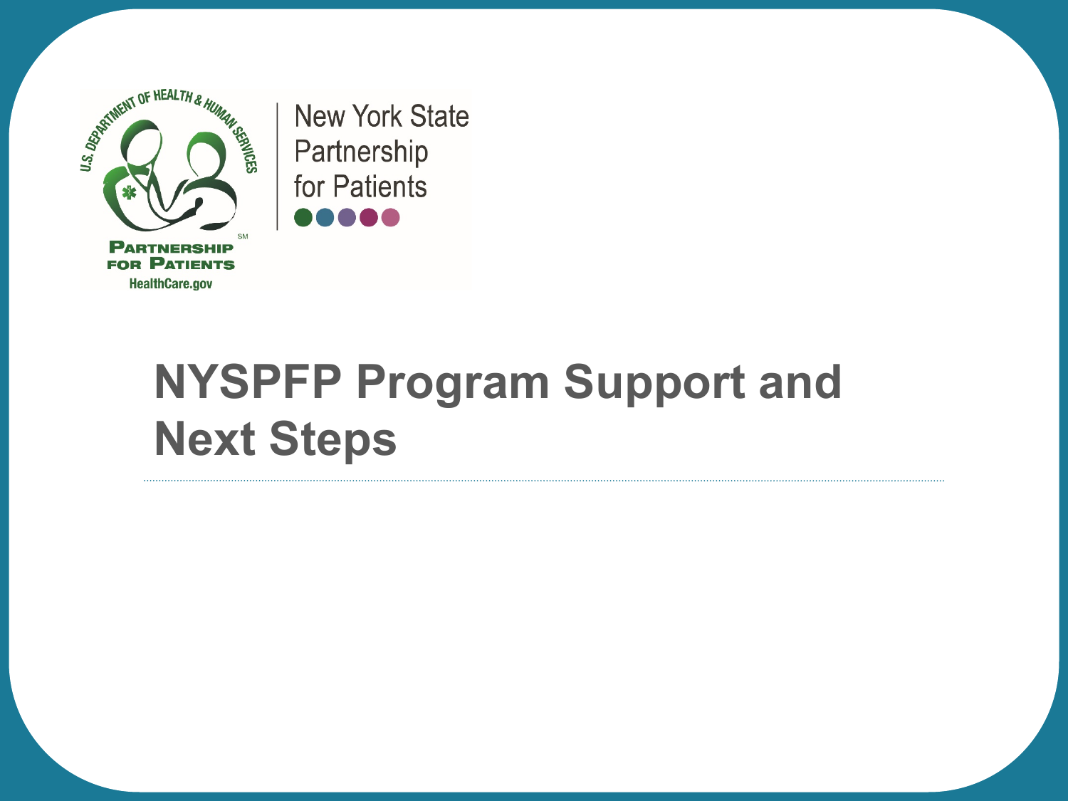New York State Partnership for Patients

# NYSPFP Program Support and Next Steps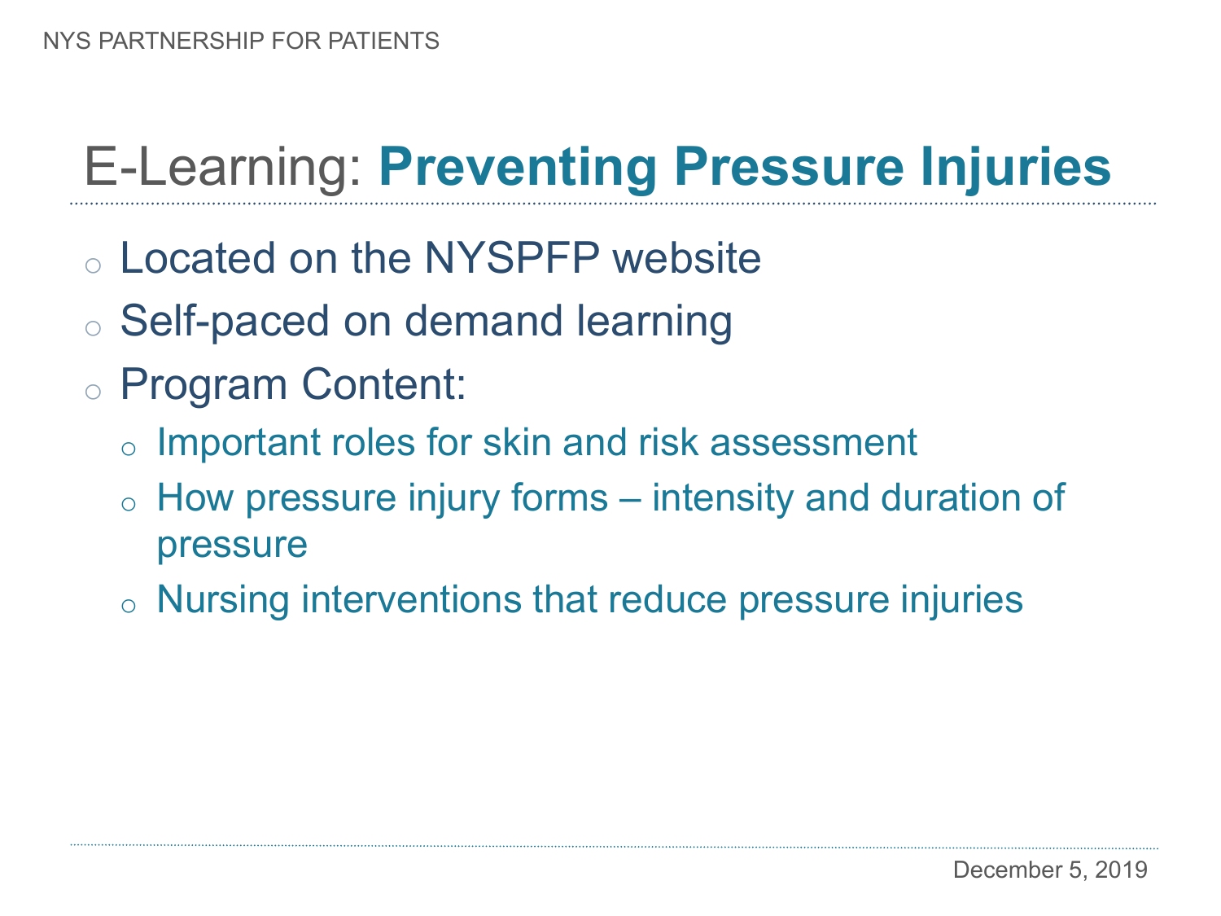# E-Learning: **Preventing Pressure Injuries**

- Located on the NYSPFP website
- Self-paced on demand learning
- Program Content:
  - Important roles for skin and risk assessment
  - How pressure injury forms – intensity and duration of pressure
  - Nursing interventions that reduce pressure injuries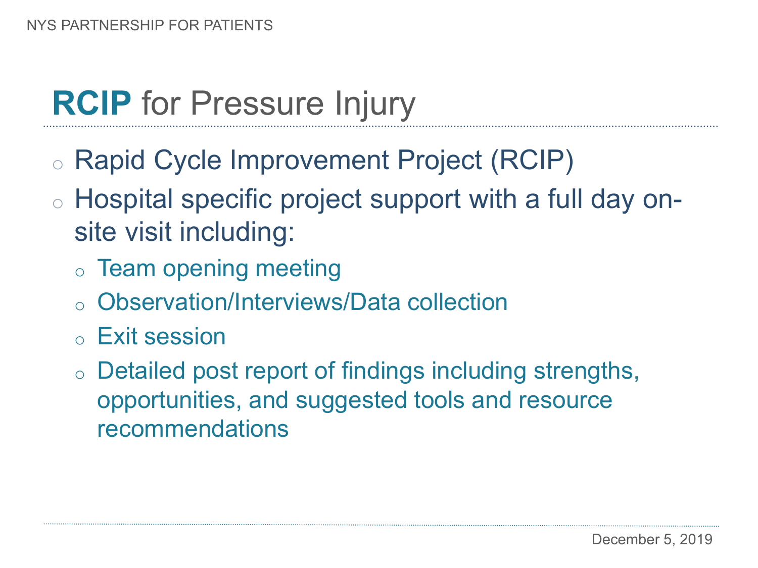# **RCIP** for Pressure Injury

- Rapid Cycle Improvement Project (RCIP)
- Hospital specific project support with a full day on-site visit including:
  - Team opening meeting
  - Observation/Interviews/Data collection
  - Exit session
  - Detailed post report of findings including strengths, opportunities, and suggested tools and resource recommendations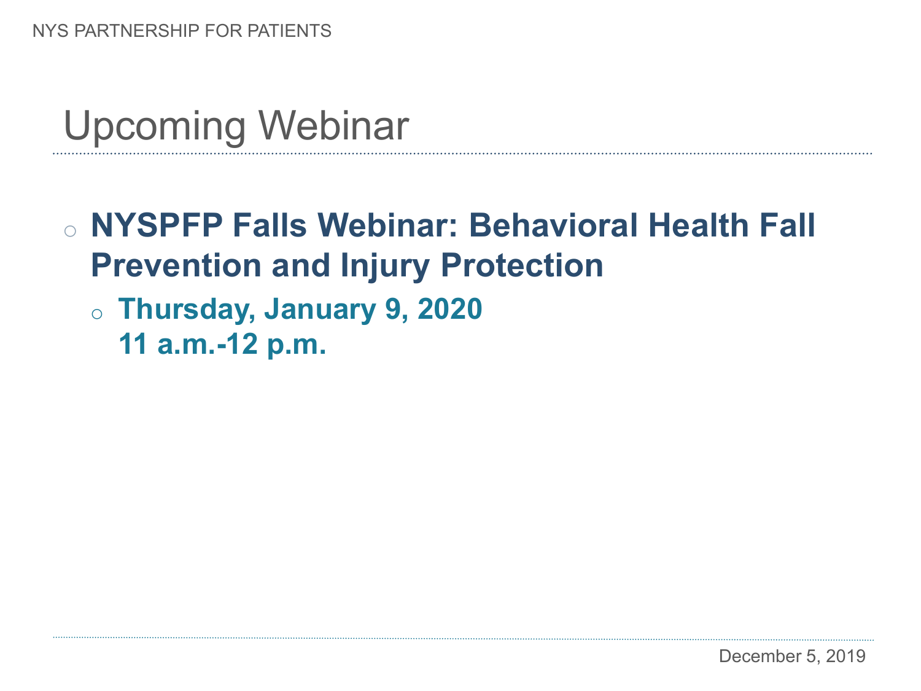# Upcoming Webinar

- **NYSPFP Falls Webinar: Behavioral Health Fall Prevention and Injury Protection**
  - **Thursday, January 9, 2020**
    **11 a.m.-12 p.m.**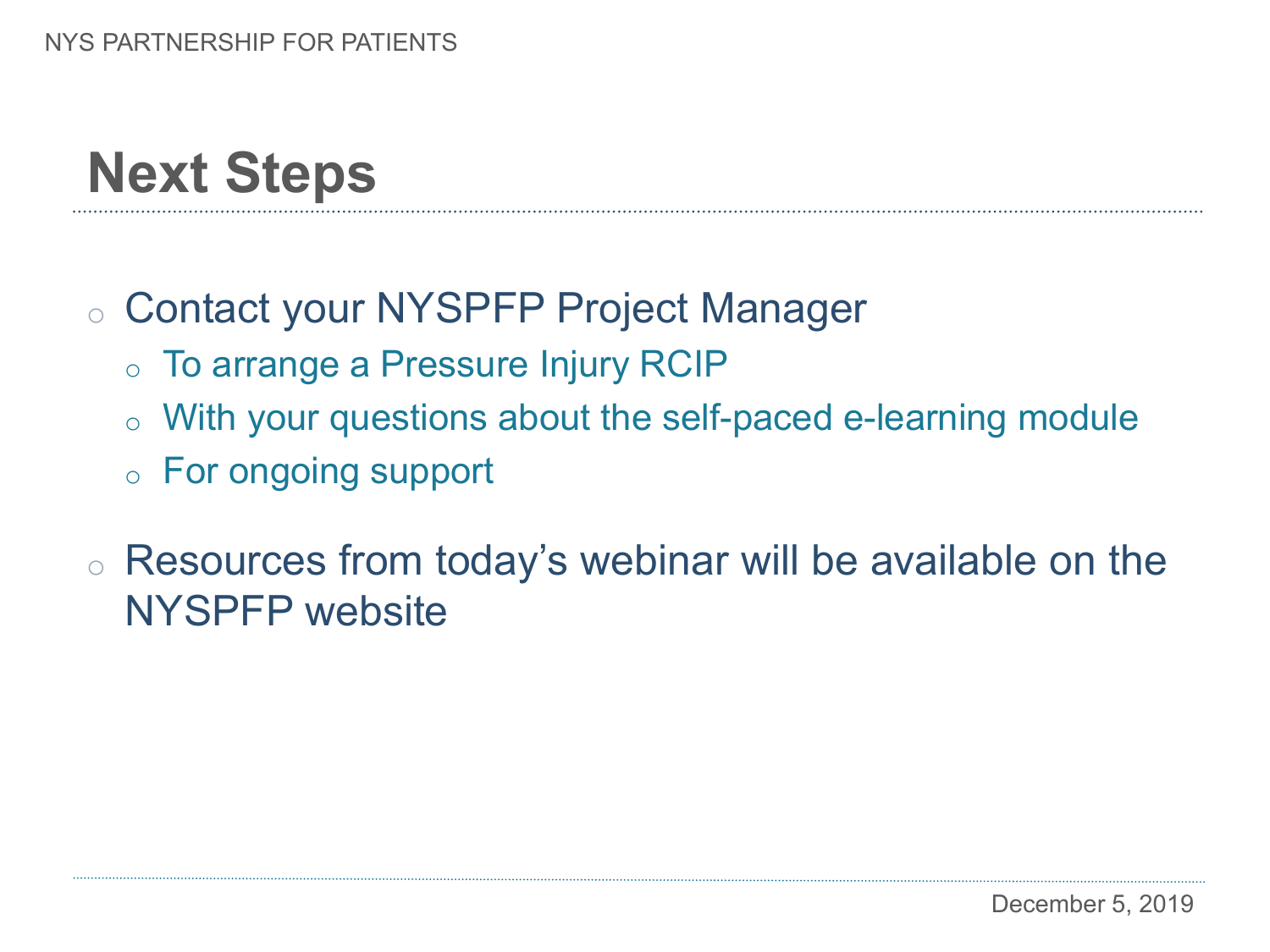# Next Steps

- Contact your NYSPFP Project Manager
  - To arrange a Pressure Injury RCIP
  - With your questions about the self-paced e-learning module
  - For ongoing support
- Resources from today's webinar will be available on the NYSPFP website